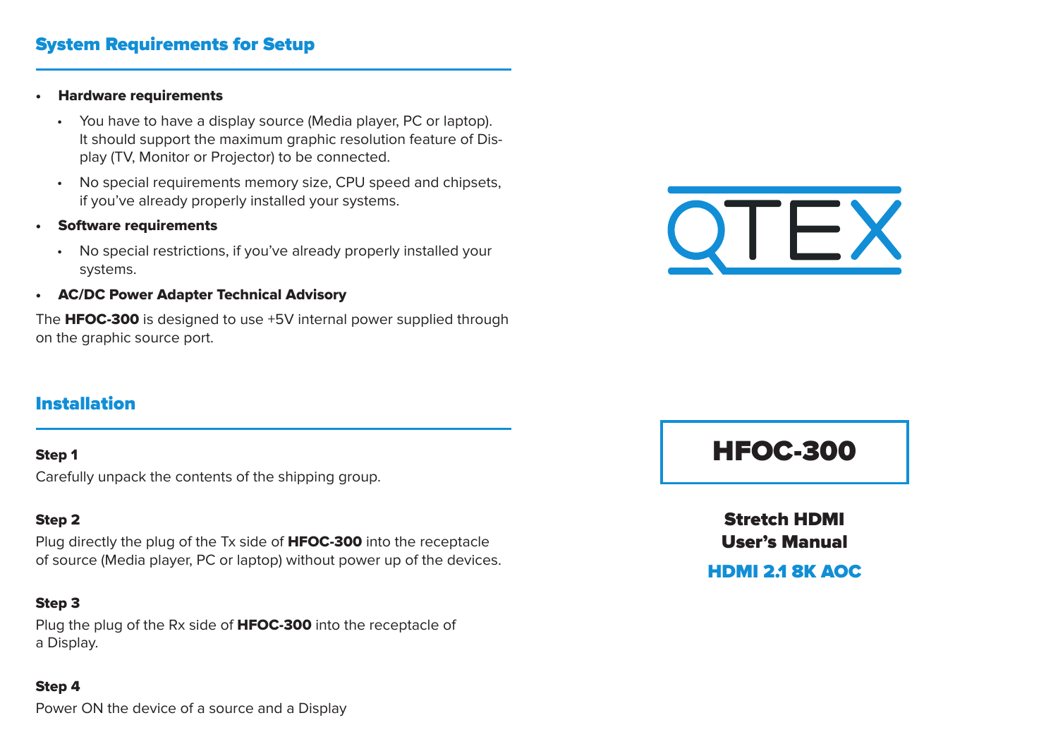## System Requirements for Setup

- **Hardware requirements**
  - You have to have a display source (Media player, PC or laptop). It should support the maximum graphic resolution feature of Display (TV, Monitor or Projector) to be connected.
  - No special requirements memory size, CPU speed and chipsets, if you've already properly installed your systems.
- **Software requirements**
  - No special restrictions, if you've already properly installed your systems.
- **AC/DC Power Adapter Technical Advisory**

The **HFOC-300** is designed to use +5V internal power supplied through on the graphic source port.

## Installation

**Step 1**

Carefully unpack the contents of the shipping group.

**Step 2**

Plug directly the plug of the Tx side of **HFOC-300** into the receptacle of source (Media player, PC or laptop) without power up of the devices.

**Step 3**

Plug the plug of the Rx side of **HFOC-300** into the receptacle of a Display.

**Step 4**

Power ON the device of a source and a Display

QTEX

# HFOC-300

**Stretch HDMI**
**User's Manual**

**HDMI 2.1 8K AOC**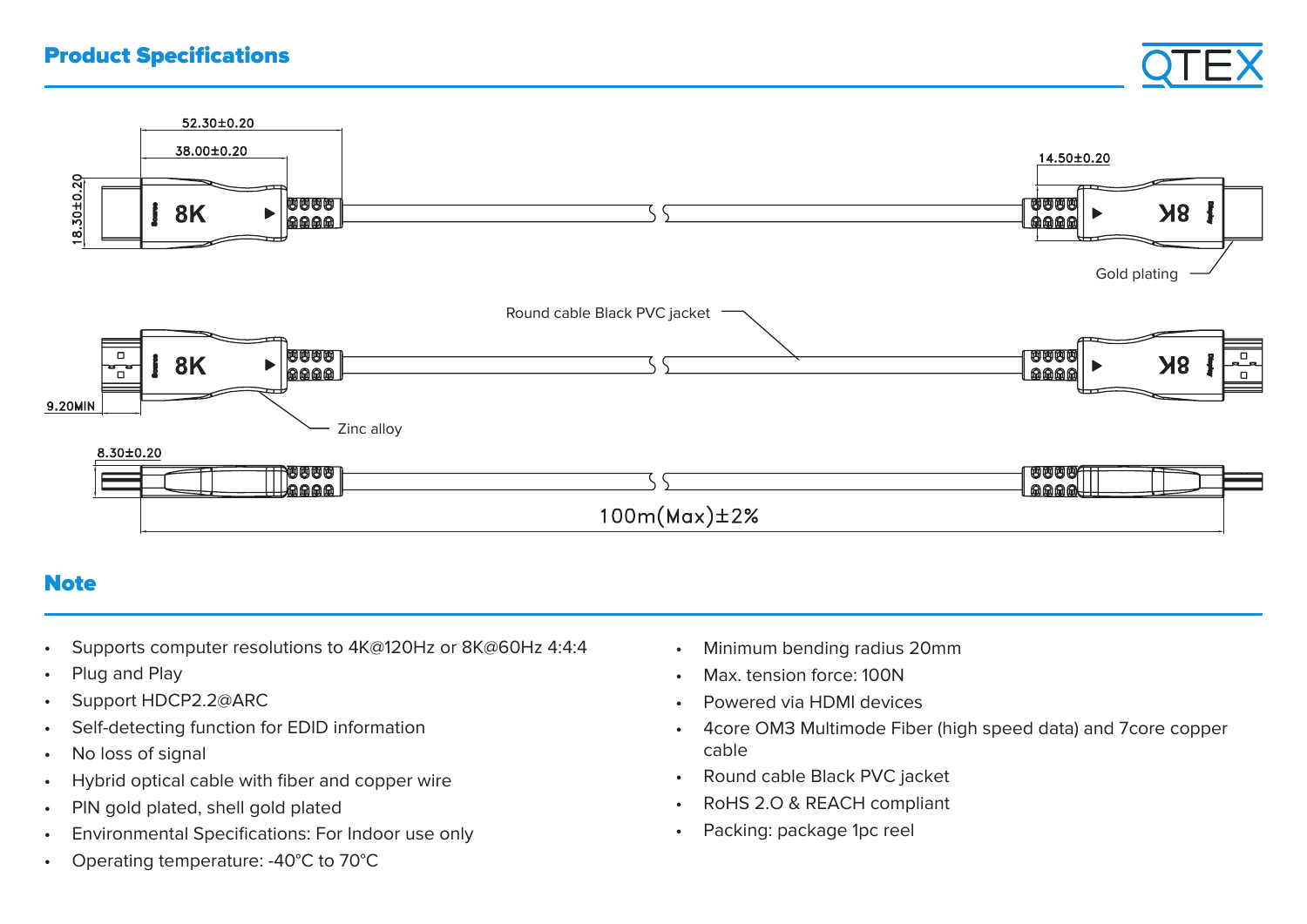## Product Specifications

52.30±0.20

38.00±0.20

18.30±0.20

14.50±0.20

8K

Gold plating

Round cable Black PVC jacket

9.20MIN

Zinc alloy

8.30±0.20

100m(Max)±2%

## Note

- Supports computer resolutions to 4K@120Hz or 8K@60Hz 4:4:4
- Plug and Play
- Support HDCP2.2@ARC
- Self-detecting function for EDID information
- No loss of signal
- Hybrid optical cable with fiber and copper wire
- PIN gold plated, shell gold plated
- Environmental Specifications: For Indoor use only
- Operating temperature: -40°C to 70°C
- Minimum bending radius 20mm
- Max. tension force: 100N
- Powered via HDMI devices
- 4core OM3 Multimode Fiber (high speed data) and 7core copper cable
- Round cable Black PVC jacket
- RoHS 2.O & REACH compliant
- Packing: package 1pc reel